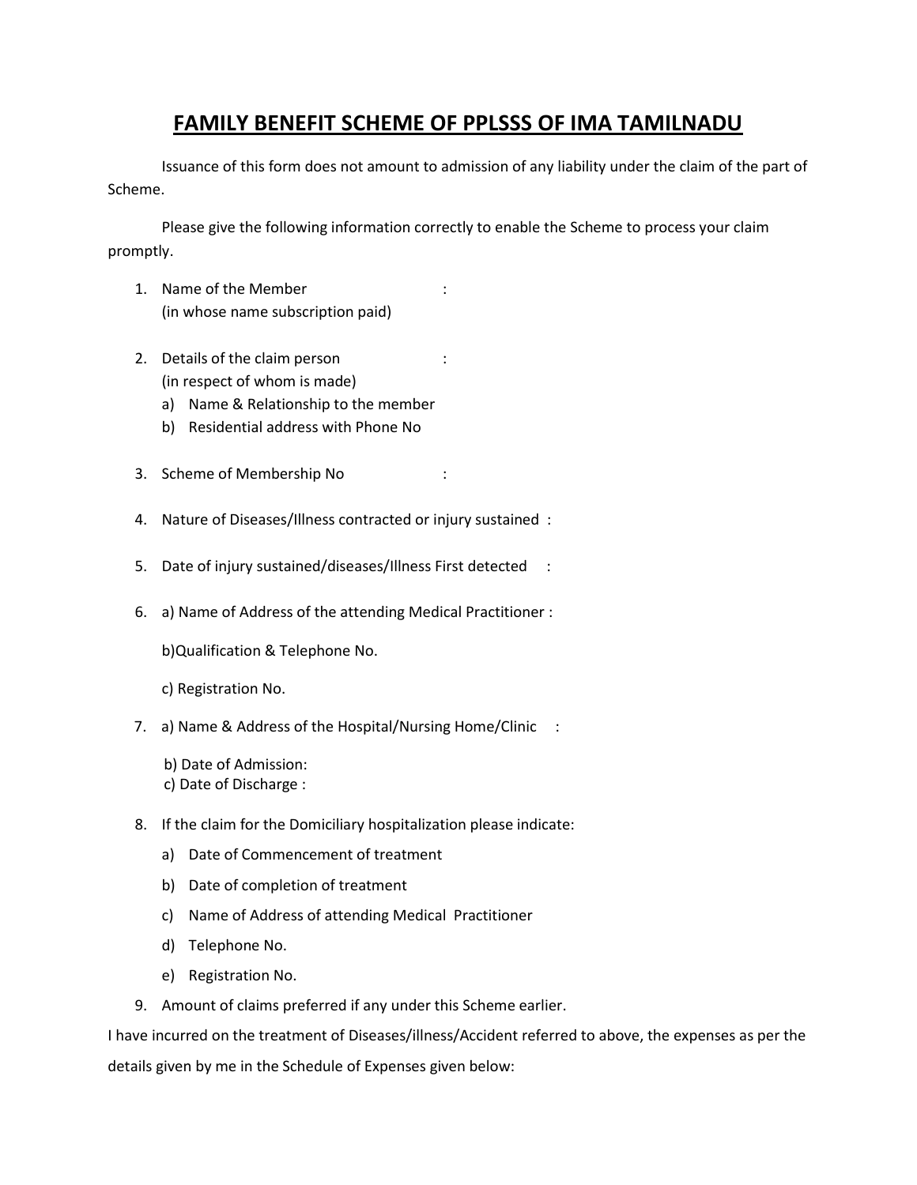# FAMILY BENEFIT SCHEME OF PPLSSS OF IMA TAMILNADU

Issuance of this form does not amount to admission of any liability under the claim of the part of Scheme.

Please give the following information correctly to enable the Scheme to process your claim promptly.

1. Name of the Member :
   (in whose name subscription paid)

2. Details of the claim person :
   (in respect of whom is made)
   a) Name & Relationship to the member
   b) Residential address with Phone No

3. Scheme of Membership No :

4. Nature of Diseases/Illness contracted or injury sustained :

5. Date of injury sustained/diseases/Illness First detected :

6. a) Name of Address of the attending Medical Practitioner :

   b)Qualification & Telephone No.

   c) Registration No.

7. a) Name & Address of the Hospital/Nursing Home/Clinic :

   b) Date of Admission:
   c) Date of Discharge :

8. If the claim for the Domiciliary hospitalization please indicate:
   a) Date of Commencement of treatment
   b) Date of completion of treatment
   c) Name of Address of attending Medical Practitioner
   d) Telephone No.
   e) Registration No.

9. Amount of claims preferred if any under this Scheme earlier.

I have incurred on the treatment of Diseases/illness/Accident referred to above, the expenses as per the details given by me in the Schedule of Expenses given below: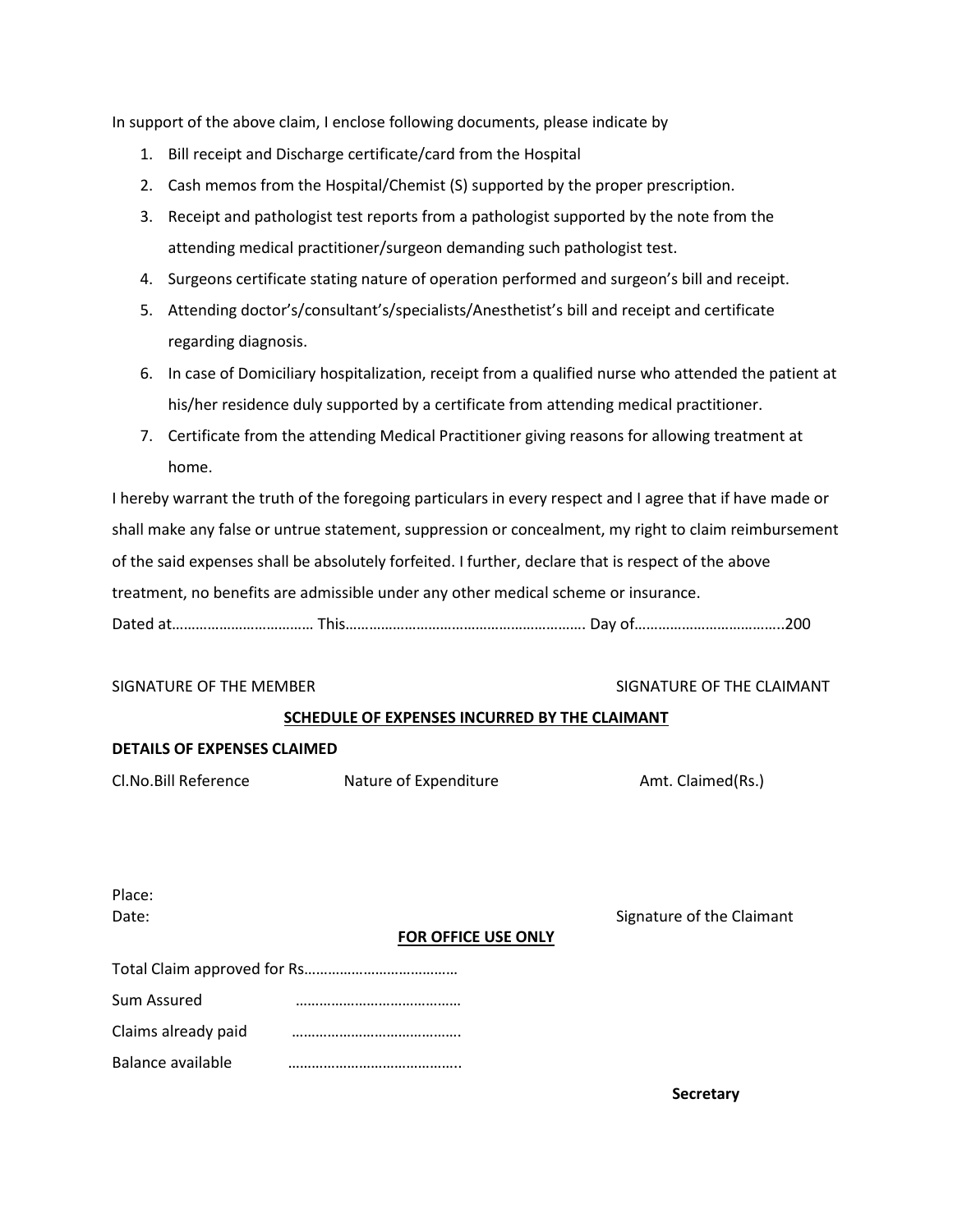In support of the above claim, I enclose following documents, please indicate by

1. Bill receipt and Discharge certificate/card from the Hospital
2. Cash memos from the Hospital/Chemist (S) supported by the proper prescription.
3. Receipt and pathologist test reports from a pathologist supported by the note from the attending medical practitioner/surgeon demanding such pathologist test.
4. Surgeons certificate stating nature of operation performed and surgeon's bill and receipt.
5. Attending doctor's/consultant's/specialists/Anesthetist's bill and receipt and certificate regarding diagnosis.
6. In case of Domiciliary hospitalization, receipt from a qualified nurse who attended the patient at his/her residence duly supported by a certificate from attending medical practitioner.
7. Certificate from the attending Medical Practitioner giving reasons for allowing treatment at home.

I hereby warrant the truth of the foregoing particulars in every respect and I agree that if have made or shall make any false or untrue statement, suppression or concealment, my right to claim reimbursement of the said expenses shall be absolutely forfeited. I further, declare that is respect of the above treatment, no benefits are admissible under any other medical scheme or insurance.

Dated at……………………………… This……………………………………………………. Day of………………………………..200

SIGNATURE OF THE MEMBER　　　　　　　　　　　　　　SIGNATURE OF THE CLAIMANT

**SCHEDULE OF EXPENSES INCURRED BY THE CLAIMANT**

**DETAILS OF EXPENSES CLAIMED**

| Cl.No.Bill Reference | Nature of Expenditure | Amt. Claimed(Rs.) |
| --- | --- | --- |
| | | |

Place:

Date:　　　　　　　　　　　　　　　　　　　　　　　　　Signature of the Claimant

**FOR OFFICE USE ONLY**

Total Claim approved for Rs…………………………………

Sum Assured ……………………………………

Claims already paid …………………………………….

Balance available ……………………………………..

**Secretary**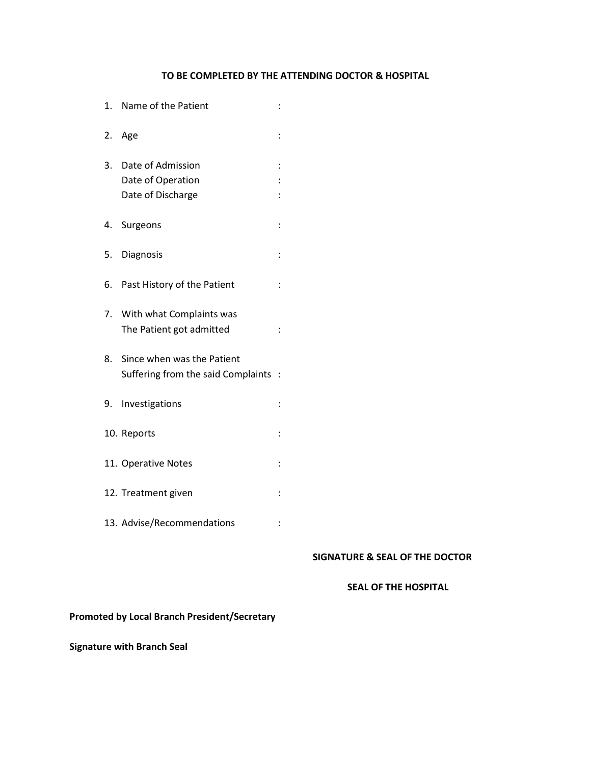**TO BE COMPLETED BY THE ATTENDING DOCTOR & HOSPITAL**

1. Name of the Patient :

2. Age :

3. Date of Admission :
   Date of Operation :
   Date of Discharge :

4. Surgeons :

5. Diagnosis :

6. Past History of the Patient :

7. With what Complaints was The Patient got admitted :

8. Since when was the Patient Suffering from the said Complaints :

9. Investigations :

10. Reports :

11. Operative Notes :

12. Treatment given :

13. Advise/Recommendations :

**SIGNATURE & SEAL OF THE DOCTOR**

**SEAL OF THE HOSPITAL**

**Promoted by Local Branch President/Secretary**

**Signature with Branch Seal**